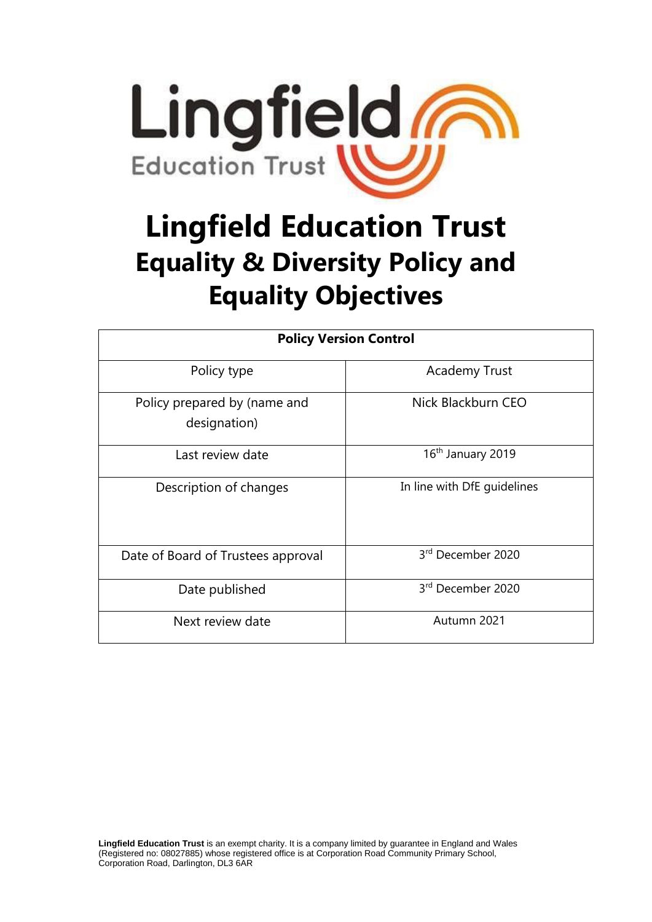# Lingfield Education Trust

## Equality & Diversity Policy and Equality Objectives

| Policy Version Control | |
|---|---|
| Policy type | Academy Trust |
| Policy prepared by (name and designation) | Nick Blackburn CEO |
| Last review date | 16th January 2019 |
| Description of changes | In line with DfE guidelines |
| Date of Board of Trustees approval | 3rd December 2020 |
| Date published | 3rd December 2020 |
| Next review date | Autumn 2021 |

**Lingfield Education Trust** is an exempt charity. It is a company limited by guarantee in England and Wales (Registered no: 08027885) whose registered office is at Corporation Road Community Primary School, Corporation Road, Darlington, DL3 6AR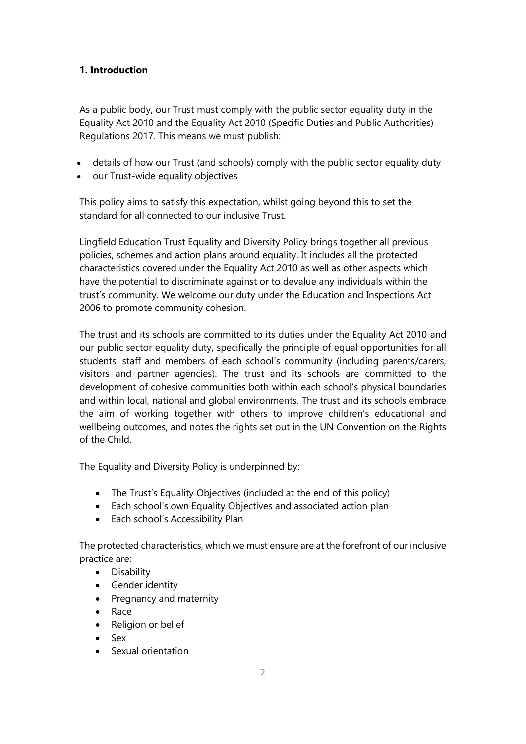## 1. Introduction

As a public body, our Trust must comply with the public sector equality duty in the Equality Act 2010 and the Equality Act 2010 (Specific Duties and Public Authorities) Regulations 2017. This means we must publish:

- details of how our Trust (and schools) comply with the public sector equality duty
- our Trust-wide equality objectives

This policy aims to satisfy this expectation, whilst going beyond this to set the standard for all connected to our inclusive Trust.

Lingfield Education Trust Equality and Diversity Policy brings together all previous policies, schemes and action plans around equality. It includes all the protected characteristics covered under the Equality Act 2010 as well as other aspects which have the potential to discriminate against or to devalue any individuals within the trust's community. We welcome our duty under the Education and Inspections Act 2006 to promote community cohesion.

The trust and its schools are committed to its duties under the Equality Act 2010 and our public sector equality duty, specifically the principle of equal opportunities for all students, staff and members of each school's community (including parents/carers, visitors and partner agencies). The trust and its schools are committed to the development of cohesive communities both within each school's physical boundaries and within local, national and global environments. The trust and its schools embrace the aim of working together with others to improve children's educational and wellbeing outcomes, and notes the rights set out in the UN Convention on the Rights of the Child.

The Equality and Diversity Policy is underpinned by:

- The Trust's Equality Objectives (included at the end of this policy)
- Each school's own Equality Objectives and associated action plan
- Each school's Accessibility Plan

The protected characteristics, which we must ensure are at the forefront of our inclusive practice are:

- Disability
- Gender identity
- Pregnancy and maternity
- Race
- Religion or belief
- Sex
- Sexual orientation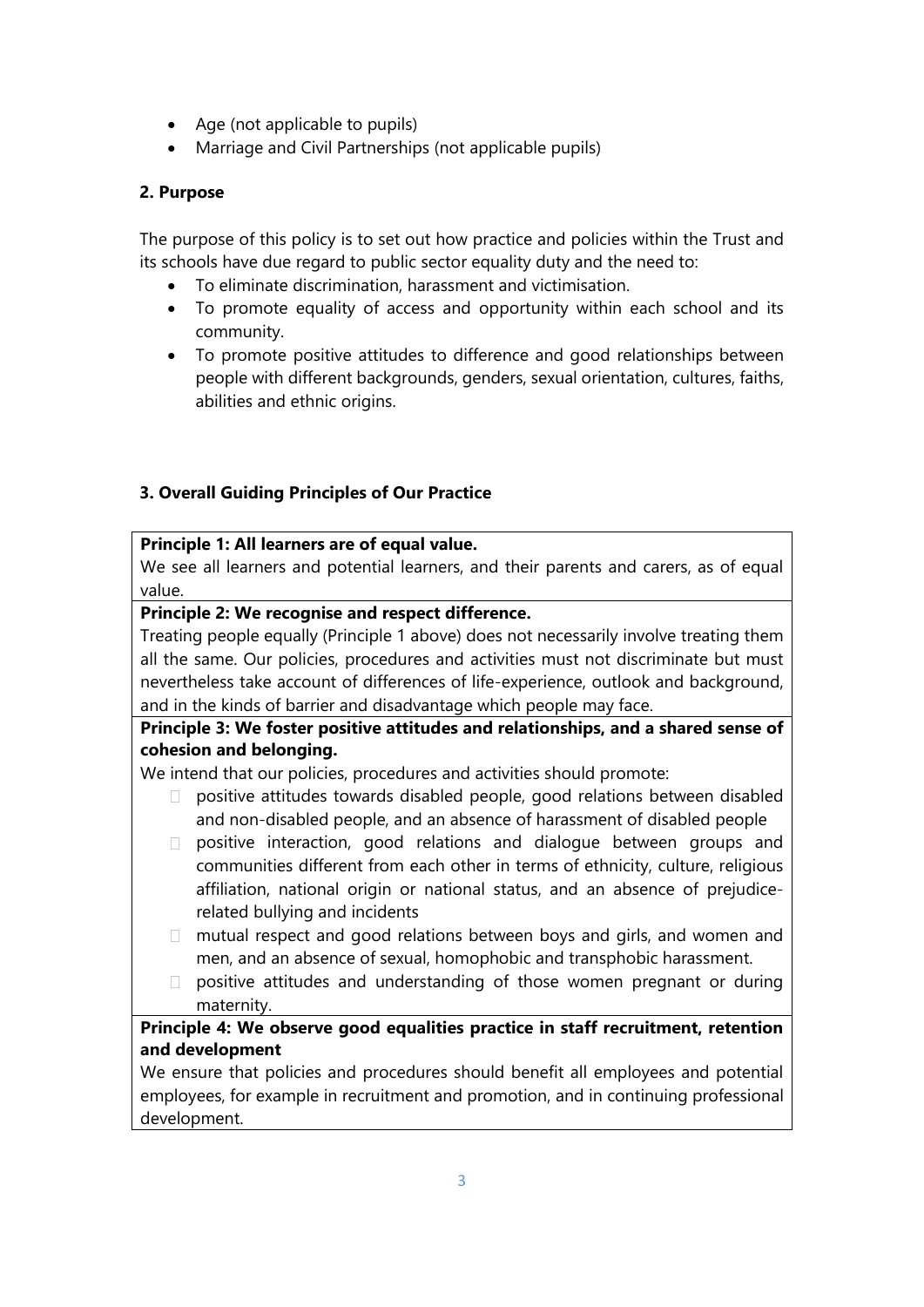- Age (not applicable to pupils)
- Marriage and Civil Partnerships (not applicable pupils)

**2. Purpose**

The purpose of this policy is to set out how practice and policies within the Trust and its schools have due regard to public sector equality duty and the need to:

- To eliminate discrimination, harassment and victimisation.
- To promote equality of access and opportunity within each school and its community.
- To promote positive attitudes to difference and good relationships between people with different backgrounds, genders, sexual orientation, cultures, faiths, abilities and ethnic origins.

**3. Overall Guiding Principles of Our Practice**

**Principle 1: All learners are of equal value.**

We see all learners and potential learners, and their parents and carers, as of equal value.

**Principle 2: We recognise and respect difference.**

Treating people equally (Principle 1 above) does not necessarily involve treating them all the same. Our policies, procedures and activities must not discriminate but must nevertheless take account of differences of life-experience, outlook and background, and in the kinds of barrier and disadvantage which people may face.

**Principle 3: We foster positive attitudes and relationships, and a shared sense of cohesion and belonging.**

We intend that our policies, procedures and activities should promote:

- positive attitudes towards disabled people, good relations between disabled and non-disabled people, and an absence of harassment of disabled people
- positive interaction, good relations and dialogue between groups and communities different from each other in terms of ethnicity, culture, religious affiliation, national origin or national status, and an absence of prejudice-related bullying and incidents
- mutual respect and good relations between boys and girls, and women and men, and an absence of sexual, homophobic and transphobic harassment.
- positive attitudes and understanding of those women pregnant or during maternity.

**Principle 4: We observe good equalities practice in staff recruitment, retention and development**

We ensure that policies and procedures should benefit all employees and potential employees, for example in recruitment and promotion, and in continuing professional development.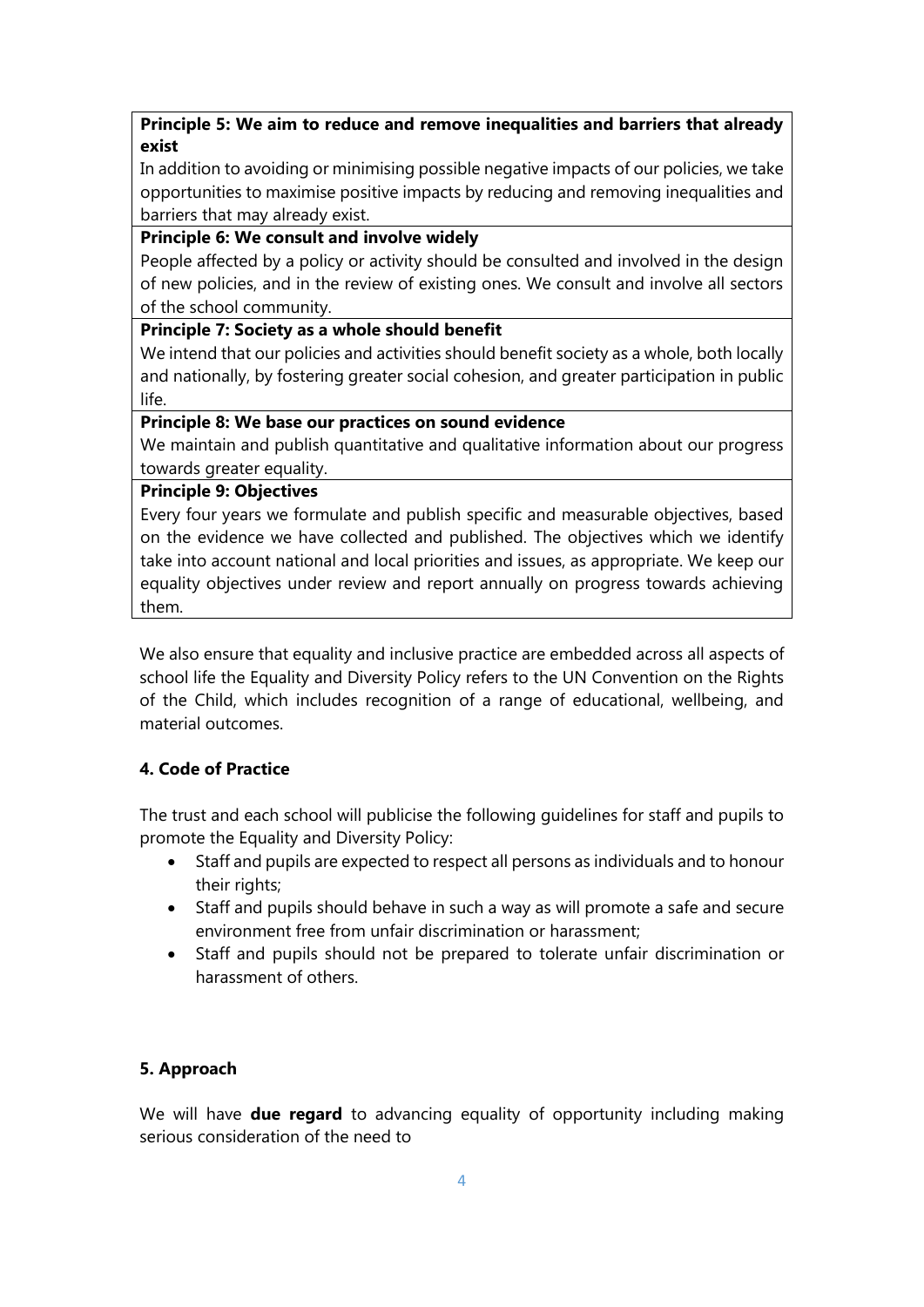| **Principle 5: We aim to reduce and remove inequalities and barriers that already exist** |
|---|
| In addition to avoiding or minimising possible negative impacts of our policies, we take opportunities to maximise positive impacts by reducing and removing inequalities and barriers that may already exist. |
| **Principle 6: We consult and involve widely** |
| People affected by a policy or activity should be consulted and involved in the design of new policies, and in the review of existing ones. We consult and involve all sectors of the school community. |
| **Principle 7: Society as a whole should benefit** |
| We intend that our policies and activities should benefit society as a whole, both locally and nationally, by fostering greater social cohesion, and greater participation in public life. |
| **Principle 8: We base our practices on sound evidence** |
| We maintain and publish quantitative and qualitative information about our progress towards greater equality. |
| **Principle 9: Objectives** |
| Every four years we formulate and publish specific and measurable objectives, based on the evidence we have collected and published. The objectives which we identify take into account national and local priorities and issues, as appropriate. We keep our equality objectives under review and report annually on progress towards achieving them. |

We also ensure that equality and inclusive practice are embedded across all aspects of school life the Equality and Diversity Policy refers to the UN Convention on the Rights of the Child, which includes recognition of a range of educational, wellbeing, and material outcomes.

## 4. Code of Practice

The trust and each school will publicise the following guidelines for staff and pupils to promote the Equality and Diversity Policy:

- Staff and pupils are expected to respect all persons as individuals and to honour their rights;
- Staff and pupils should behave in such a way as will promote a safe and secure environment free from unfair discrimination or harassment;
- Staff and pupils should not be prepared to tolerate unfair discrimination or harassment of others.

## 5. Approach

We will have **due regard** to advancing equality of opportunity including making serious consideration of the need to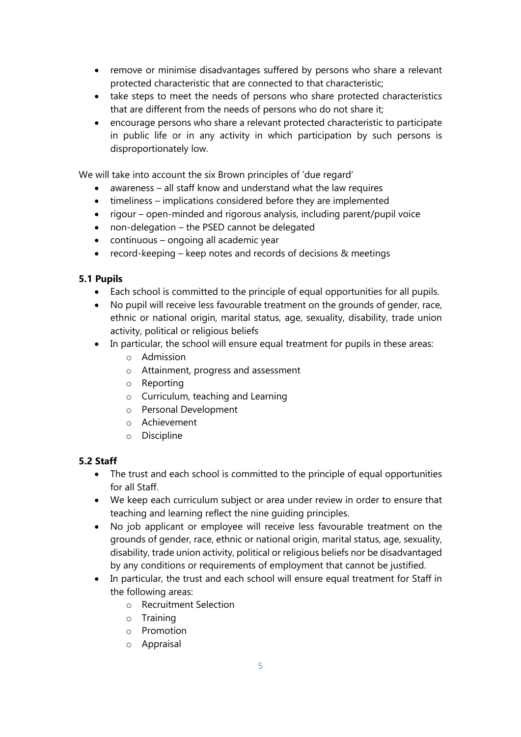- remove or minimise disadvantages suffered by persons who share a relevant protected characteristic that are connected to that characteristic;
- take steps to meet the needs of persons who share protected characteristics that are different from the needs of persons who do not share it;
- encourage persons who share a relevant protected characteristic to participate in public life or in any activity in which participation by such persons is disproportionately low.

We will take into account the six Brown principles of 'due regard'

- awareness – all staff know and understand what the law requires
- timeliness – implications considered before they are implemented
- rigour – open-minded and rigorous analysis, including parent/pupil voice
- non-delegation – the PSED cannot be delegated
- continuous – ongoing all academic year
- record-keeping – keep notes and records of decisions & meetings

**5.1 Pupils**

- Each school is committed to the principle of equal opportunities for all pupils.
- No pupil will receive less favourable treatment on the grounds of gender, race, ethnic or national origin, marital status, age, sexuality, disability, trade union activity, political or religious beliefs
- In particular, the school will ensure equal treatment for pupils in these areas:
    - Admission
    - Attainment, progress and assessment
    - Reporting
    - Curriculum, teaching and Learning
    - Personal Development
    - Achievement
    - Discipline

**5.2 Staff**

- The trust and each school is committed to the principle of equal opportunities for all Staff.
- We keep each curriculum subject or area under review in order to ensure that teaching and learning reflect the nine guiding principles.
- No job applicant or employee will receive less favourable treatment on the grounds of gender, race, ethnic or national origin, marital status, age, sexuality, disability, trade union activity, political or religious beliefs nor be disadvantaged by any conditions or requirements of employment that cannot be justified.
- In particular, the trust and each school will ensure equal treatment for Staff in the following areas:
    - Recruitment Selection
    - Training
    - Promotion
    - Appraisal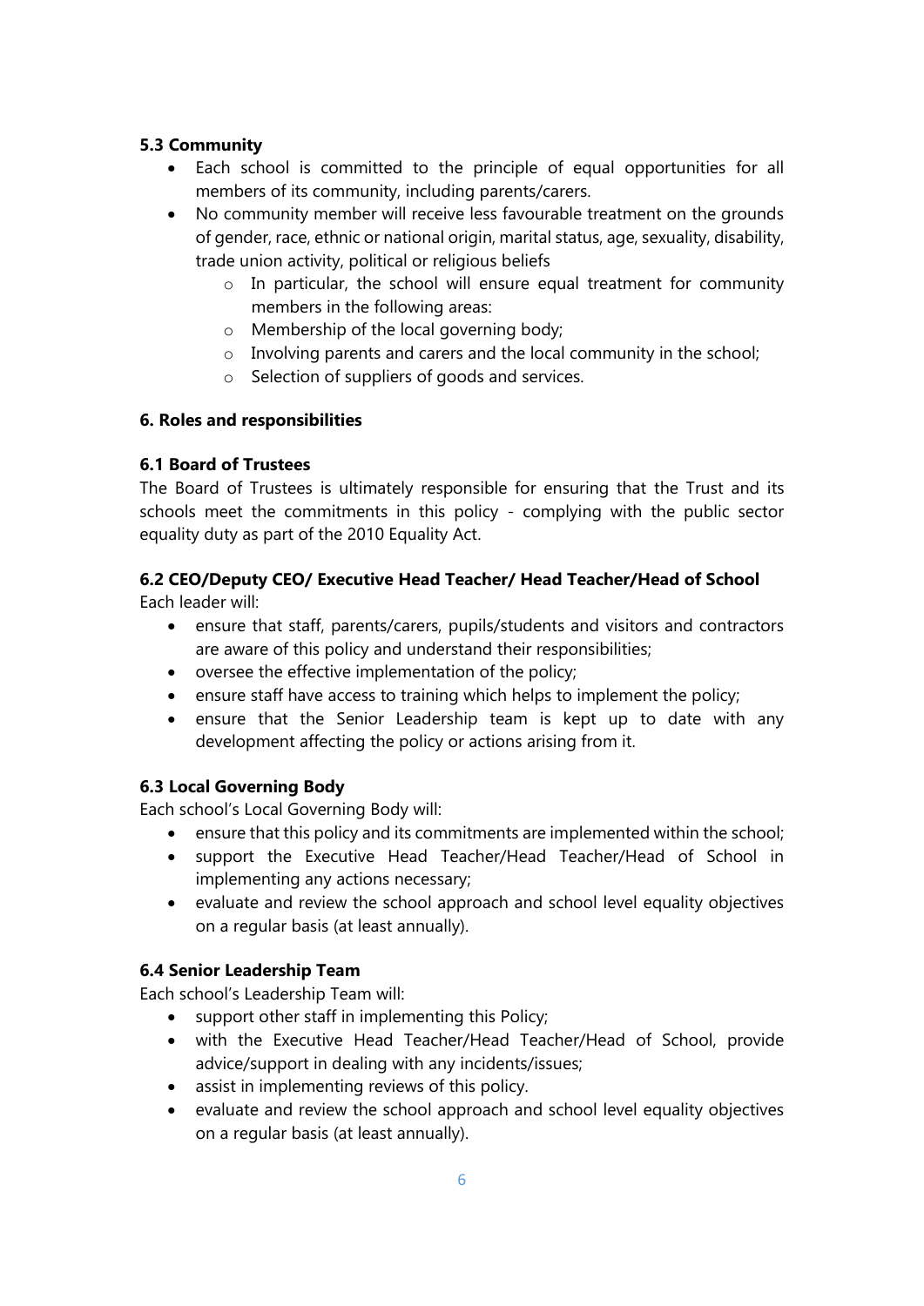### 5.3 Community

- Each school is committed to the principle of equal opportunities for all members of its community, including parents/carers.
- No community member will receive less favourable treatment on the grounds of gender, race, ethnic or national origin, marital status, age, sexuality, disability, trade union activity, political or religious beliefs
  - In particular, the school will ensure equal treatment for community members in the following areas:
  - Membership of the local governing body;
  - Involving parents and carers and the local community in the school;
  - Selection of suppliers of goods and services.

## 6. Roles and responsibilities

### 6.1 Board of Trustees

The Board of Trustees is ultimately responsible for ensuring that the Trust and its schools meet the commitments in this policy - complying with the public sector equality duty as part of the 2010 Equality Act.

### 6.2 CEO/Deputy CEO/ Executive Head Teacher/ Head Teacher/Head of School

Each leader will:

- ensure that staff, parents/carers, pupils/students and visitors and contractors are aware of this policy and understand their responsibilities;
- oversee the effective implementation of the policy;
- ensure staff have access to training which helps to implement the policy;
- ensure that the Senior Leadership team is kept up to date with any development affecting the policy or actions arising from it.

### 6.3 Local Governing Body

Each school's Local Governing Body will:

- ensure that this policy and its commitments are implemented within the school;
- support the Executive Head Teacher/Head Teacher/Head of School in implementing any actions necessary;
- evaluate and review the school approach and school level equality objectives on a regular basis (at least annually).

### 6.4 Senior Leadership Team

Each school's Leadership Team will:

- support other staff in implementing this Policy;
- with the Executive Head Teacher/Head Teacher/Head of School, provide advice/support in dealing with any incidents/issues;
- assist in implementing reviews of this policy.
- evaluate and review the school approach and school level equality objectives on a regular basis (at least annually).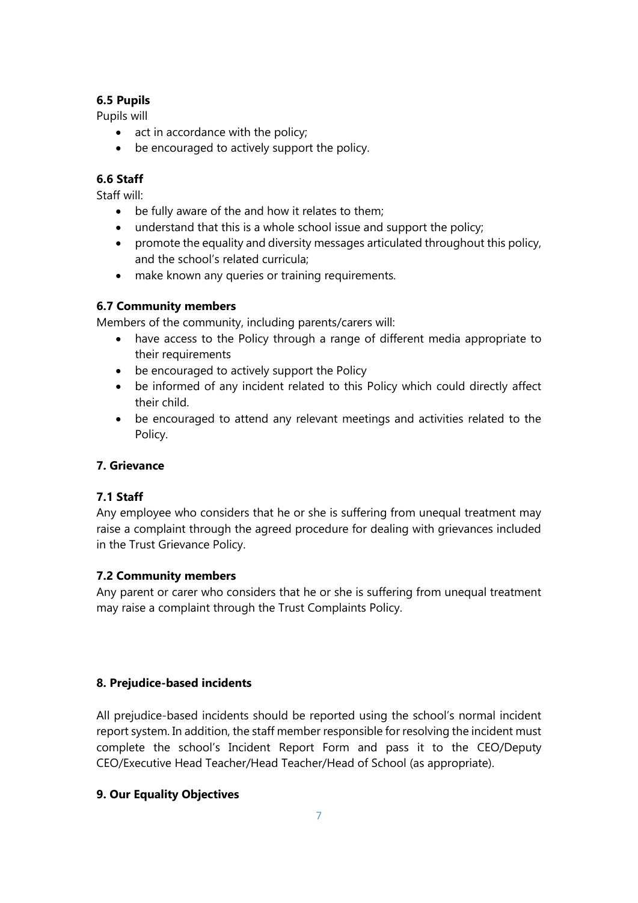### 6.5 Pupils

Pupils will

- act in accordance with the policy;
- be encouraged to actively support the policy.

### 6.6 Staff

Staff will:

- be fully aware of the and how it relates to them;
- understand that this is a whole school issue and support the policy;
- promote the equality and diversity messages articulated throughout this policy, and the school's related curricula;
- make known any queries or training requirements.

### 6.7 Community members

Members of the community, including parents/carers will:

- have access to the Policy through a range of different media appropriate to their requirements
- be encouraged to actively support the Policy
- be informed of any incident related to this Policy which could directly affect their child.
- be encouraged to attend any relevant meetings and activities related to the Policy.

## 7. Grievance

### 7.1 Staff

Any employee who considers that he or she is suffering from unequal treatment may raise a complaint through the agreed procedure for dealing with grievances included in the Trust Grievance Policy.

### 7.2 Community members

Any parent or carer who considers that he or she is suffering from unequal treatment may raise a complaint through the Trust Complaints Policy.

## 8. Prejudice-based incidents

All prejudice-based incidents should be reported using the school's normal incident report system. In addition, the staff member responsible for resolving the incident must complete the school's Incident Report Form and pass it to the CEO/Deputy CEO/Executive Head Teacher/Head Teacher/Head of School (as appropriate).

## 9. Our Equality Objectives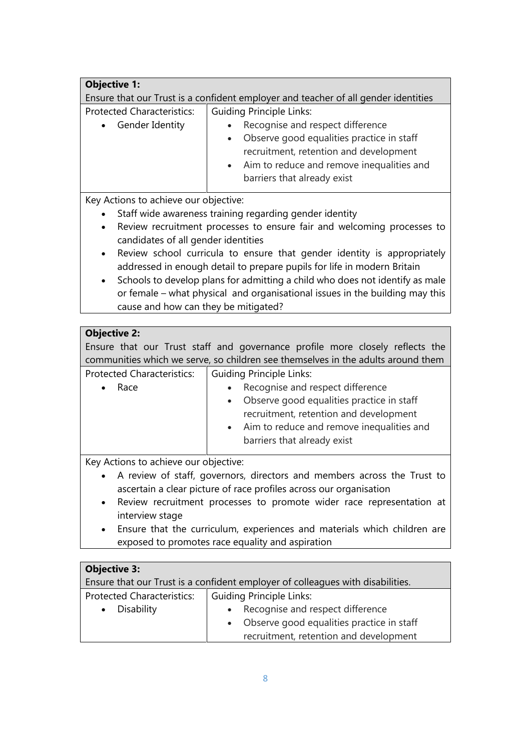| **Objective 1:**<br>Ensure that our Trust is a confident employer and teacher of all gender identities | |
|---|---|
| Protected Characteristics:<br>• Gender Identity | Guiding Principle Links:<br>• Recognise and respect difference<br>• Observe good equalities practice in staff recruitment, retention and development<br>• Aim to reduce and remove inequalities and barriers that already exist |
| Key Actions to achieve our objective:<br>• Staff wide awareness training regarding gender identity<br>• Review recruitment processes to ensure fair and welcoming processes to candidates of all gender identities<br>• Review school curricula to ensure that gender identity is appropriately addressed in enough detail to prepare pupils for life in modern Britain<br>• Schools to develop plans for admitting a child who does not identify as male or female – what physical and organisational issues in the building may this cause and how can they be mitigated? | |

| **Objective 2:**<br>Ensure that our Trust staff and governance profile more closely reflects the communities which we serve, so children see themselves in the adults around them | |
|---|---|
| Protected Characteristics:<br>• Race | Guiding Principle Links:<br>• Recognise and respect difference<br>• Observe good equalities practice in staff recruitment, retention and development<br>• Aim to reduce and remove inequalities and barriers that already exist |
| Key Actions to achieve our objective:<br>• A review of staff, governors, directors and members across the Trust to ascertain a clear picture of race profiles across our organisation<br>• Review recruitment processes to promote wider race representation at interview stage<br>• Ensure that the curriculum, experiences and materials which children are exposed to promotes race equality and aspiration | |

| **Objective 3:**<br>Ensure that our Trust is a confident employer of colleagues with disabilities. | |
|---|---|
| Protected Characteristics:<br>• Disability | Guiding Principle Links:<br>• Recognise and respect difference<br>• Observe good equalities practice in staff recruitment, retention and development |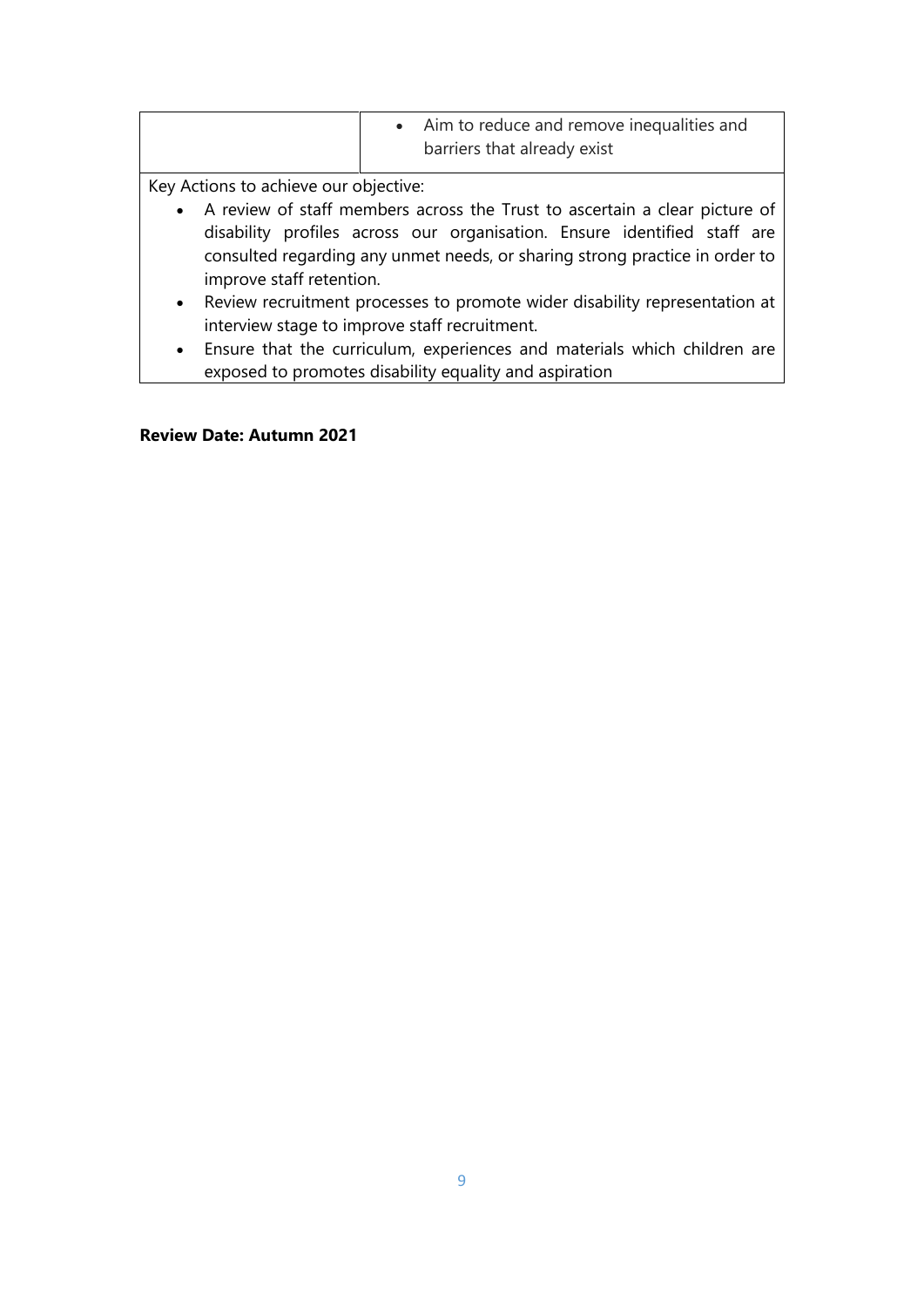| | |
|---|---|
| | • Aim to reduce and remove inequalities and barriers that already exist |

Key Actions to achieve our objective:

- A review of staff members across the Trust to ascertain a clear picture of disability profiles across our organisation. Ensure identified staff are consulted regarding any unmet needs, or sharing strong practice in order to improve staff retention.
- Review recruitment processes to promote wider disability representation at interview stage to improve staff recruitment.
- Ensure that the curriculum, experiences and materials which children are exposed to promotes disability equality and aspiration

**Review Date: Autumn 2021**